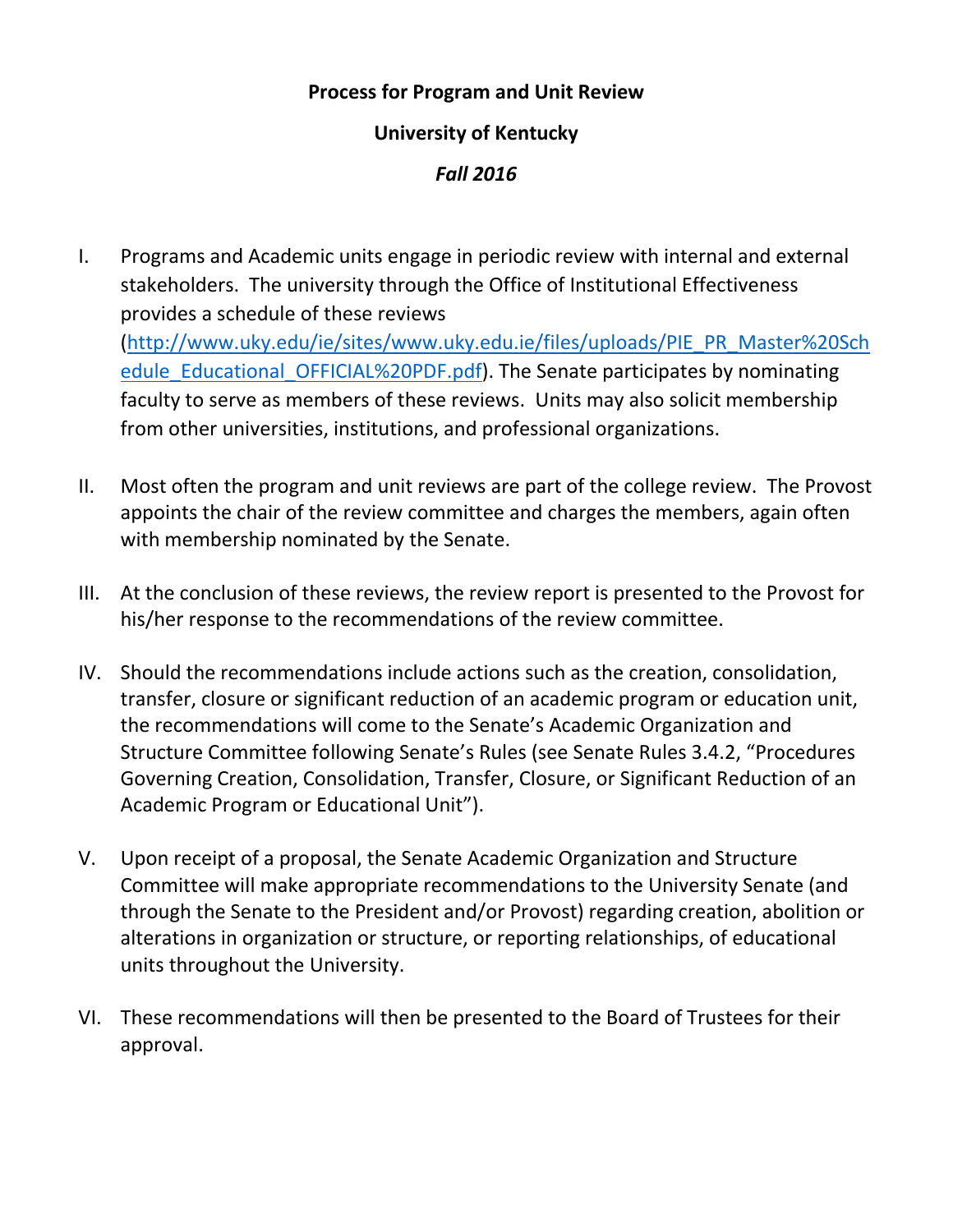**Process for Program and Unit Review**

**University of Kentucky**

***Fall 2016***

I. Programs and Academic units engage in periodic review with internal and external stakeholders. The university through the Office of Institutional Effectiveness provides a schedule of these reviews (http://www.uky.edu/ie/sites/www.uky.edu.ie/files/uploads/PIE_PR_Master%20Schedule_Educational_OFFICIAL%20PDF.pdf). The Senate participates by nominating faculty to serve as members of these reviews. Units may also solicit membership from other universities, institutions, and professional organizations.

II. Most often the program and unit reviews are part of the college review. The Provost appoints the chair of the review committee and charges the members, again often with membership nominated by the Senate.

III. At the conclusion of these reviews, the review report is presented to the Provost for his/her response to the recommendations of the review committee.

IV. Should the recommendations include actions such as the creation, consolidation, transfer, closure or significant reduction of an academic program or education unit, the recommendations will come to the Senate's Academic Organization and Structure Committee following Senate's Rules (see Senate Rules 3.4.2, "Procedures Governing Creation, Consolidation, Transfer, Closure, or Significant Reduction of an Academic Program or Educational Unit").

V. Upon receipt of a proposal, the Senate Academic Organization and Structure Committee will make appropriate recommendations to the University Senate (and through the Senate to the President and/or Provost) regarding creation, abolition or alterations in organization or structure, or reporting relationships, of educational units throughout the University.

VI. These recommendations will then be presented to the Board of Trustees for their approval.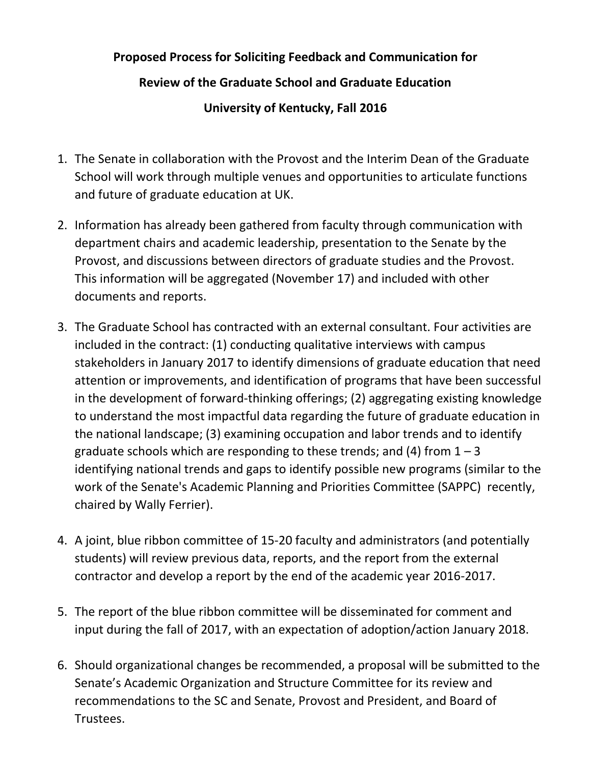**Proposed Process for Soliciting Feedback and Communication for**

**Review of the Graduate School and Graduate Education**

**University of Kentucky, Fall 2016**

1. The Senate in collaboration with the Provost and the Interim Dean of the Graduate School will work through multiple venues and opportunities to articulate functions and future of graduate education at UK.

2. Information has already been gathered from faculty through communication with department chairs and academic leadership, presentation to the Senate by the Provost, and discussions between directors of graduate studies and the Provost. This information will be aggregated (November 17) and included with other documents and reports.

3. The Graduate School has contracted with an external consultant. Four activities are included in the contract: (1) conducting qualitative interviews with campus stakeholders in January 2017 to identify dimensions of graduate education that need attention or improvements, and identification of programs that have been successful in the development of forward-thinking offerings; (2) aggregating existing knowledge to understand the most impactful data regarding the future of graduate education in the national landscape; (3) examining occupation and labor trends and to identify graduate schools which are responding to these trends; and (4) from 1 – 3 identifying national trends and gaps to identify possible new programs (similar to the work of the Senate's Academic Planning and Priorities Committee (SAPPC) recently, chaired by Wally Ferrier).

4. A joint, blue ribbon committee of 15-20 faculty and administrators (and potentially students) will review previous data, reports, and the report from the external contractor and develop a report by the end of the academic year 2016-2017.

5. The report of the blue ribbon committee will be disseminated for comment and input during the fall of 2017, with an expectation of adoption/action January 2018.

6. Should organizational changes be recommended, a proposal will be submitted to the Senate's Academic Organization and Structure Committee for its review and recommendations to the SC and Senate, Provost and President, and Board of Trustees.